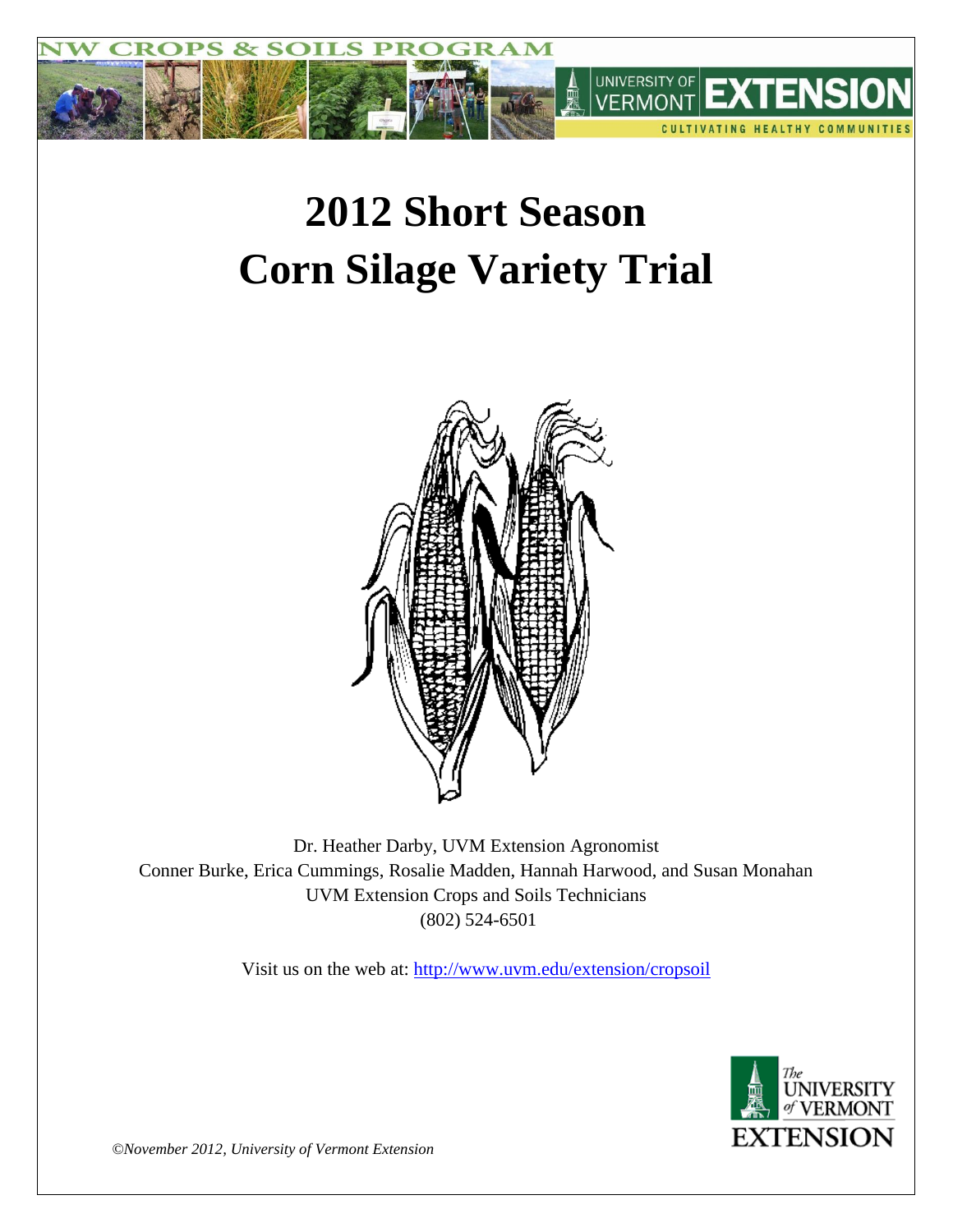# 2012 Short Season Corn Silage Variety Trial

Dr. Heather Darby, UVM Extension Agronomist
Conner Burke, Erica Cummings, Rosalie Madden, Hannah Harwood, and Susan Monahan
UVM Extension Crops and Soils Technicians
(802) 524-6501

Visit us on the web at: http://www.uvm.edu/extension/cropsoil

*©November 2012, University of Vermont Extension*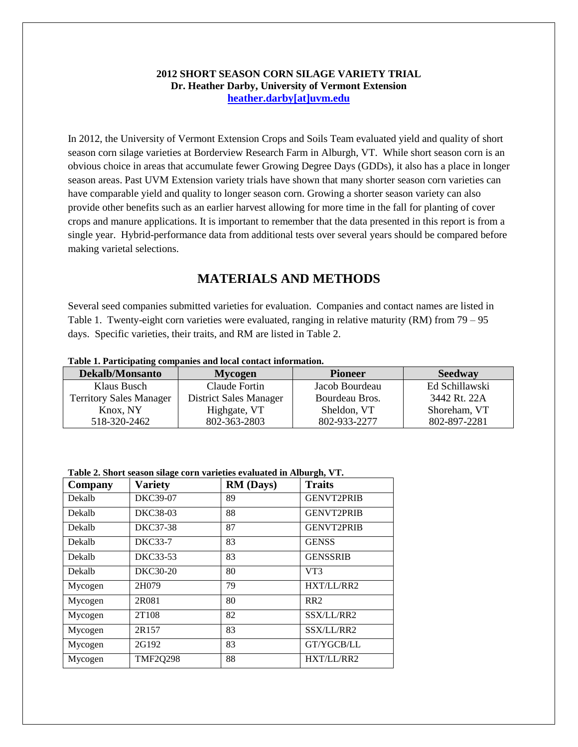**2012 SHORT SEASON CORN SILAGE VARIETY TRIAL**
**Dr. Heather Darby, University of Vermont Extension**
**heather.darby[at]uvm.edu**

In 2012, the University of Vermont Extension Crops and Soils Team evaluated yield and quality of short season corn silage varieties at Borderview Research Farm in Alburgh, VT. While short season corn is an obvious choice in areas that accumulate fewer Growing Degree Days (GDDs), it also has a place in longer season areas. Past UVM Extension variety trials have shown that many shorter season corn varieties can have comparable yield and quality to longer season corn. Growing a shorter season variety can also provide other benefits such as an earlier harvest allowing for more time in the fall for planting of cover crops and manure applications. It is important to remember that the data presented in this report is from a single year. Hybrid-performance data from additional tests over several years should be compared before making varietal selections.

## MATERIALS AND METHODS

Several seed companies submitted varieties for evaluation. Companies and contact names are listed in Table 1. Twenty-eight corn varieties were evaluated, ranging in relative maturity (RM) from 79 – 95 days. Specific varieties, their traits, and RM are listed in Table 2.

**Table 1. Participating companies and local contact information.**

| Dekalb/Monsanto | Mycogen | Pioneer | Seedway |
|---|---|---|---|
| Klaus Busch | Claude Fortin | Jacob Bourdeau | Ed Schillawski |
| Territory Sales Manager | District Sales Manager | Bourdeau Bros. | 3442 Rt. 22A |
| Knox, NY | Highgate, VT | Sheldon, VT | Shoreham, VT |
| 518-320-2462 | 802-363-2803 | 802-933-2277 | 802-897-2281 |

**Table 2. Short season silage corn varieties evaluated in Alburgh, VT.**

| Company | Variety | RM (Days) | Traits |
|---|---|---|---|
| Dekalb | DKC39-07 | 89 | GENVT2PRIB |
| Dekalb | DKC38-03 | 88 | GENVT2PRIB |
| Dekalb | DKC37-38 | 87 | GENVT2PRIB |
| Dekalb | DKC33-7 | 83 | GENSS |
| Dekalb | DKC33-53 | 83 | GENSSRIB |
| Dekalb | DKC30-20 | 80 | VT3 |
| Mycogen | 2H079 | 79 | HXT/LL/RR2 |
| Mycogen | 2R081 | 80 | RR2 |
| Mycogen | 2T108 | 82 | SSX/LL/RR2 |
| Mycogen | 2R157 | 83 | SSX/LL/RR2 |
| Mycogen | 2G192 | 83 | GT/YGCB/LL |
| Mycogen | TMF2Q298 | 88 | HXT/LL/RR2 |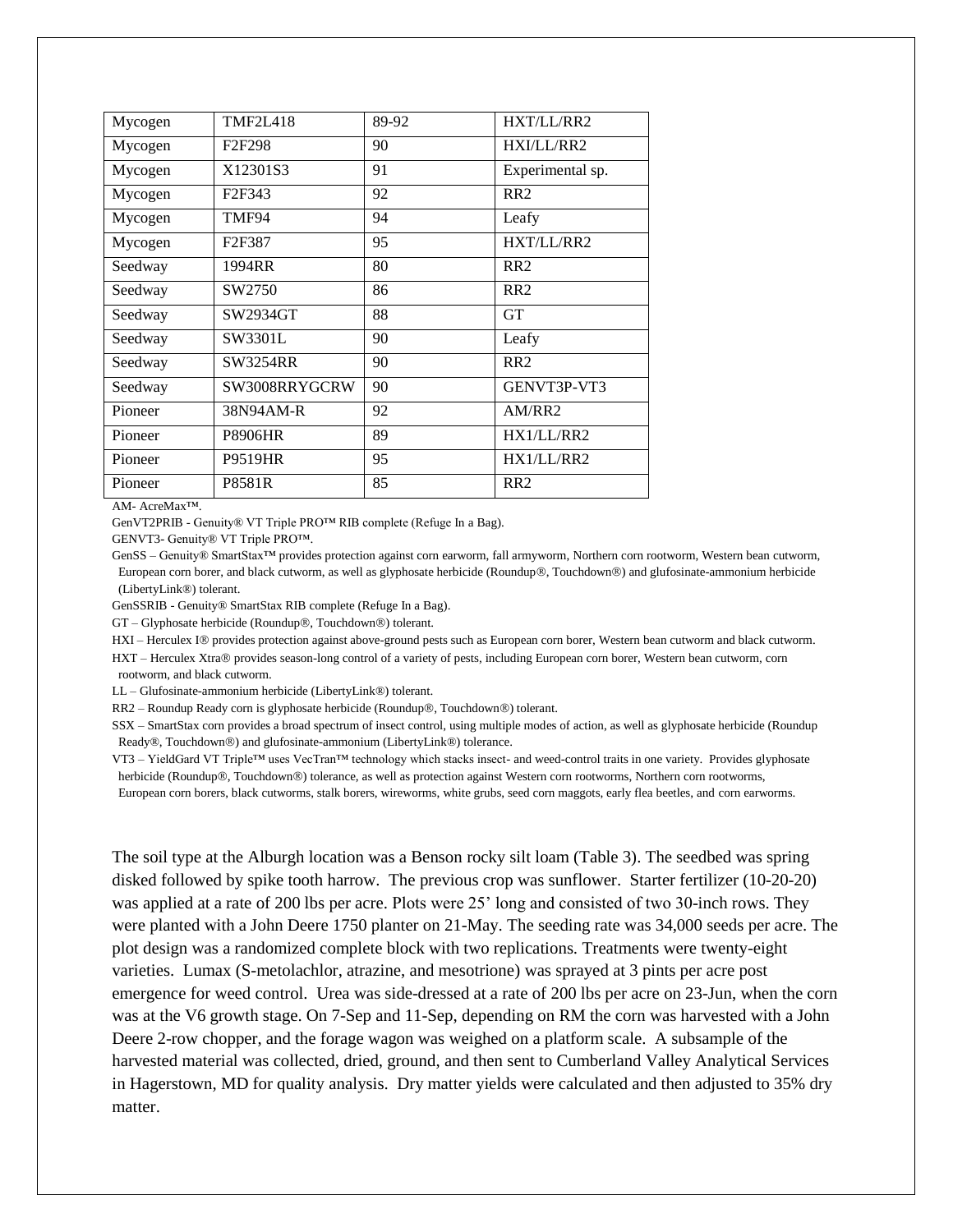| Mycogen | TMF2L418 | 89-92 | HXT/LL/RR2 |
|---|---|---|---|
| Mycogen | F2F298 | 90 | HXI/LL/RR2 |
| Mycogen | X12301S3 | 91 | Experimental sp. |
| Mycogen | F2F343 | 92 | RR2 |
| Mycogen | TMF94 | 94 | Leafy |
| Mycogen | F2F387 | 95 | HXT/LL/RR2 |
| Seedway | 1994RR | 80 | RR2 |
| Seedway | SW2750 | 86 | RR2 |
| Seedway | SW2934GT | 88 | GT |
| Seedway | SW3301L | 90 | Leafy |
| Seedway | SW3254RR | 90 | RR2 |
| Seedway | SW3008RRYGCRW | 90 | GENVT3P-VT3 |
| Pioneer | 38N94AM-R | 92 | AM/RR2 |
| Pioneer | P8906HR | 89 | HX1/LL/RR2 |
| Pioneer | P9519HR | 95 | HX1/LL/RR2 |
| Pioneer | P8581R | 85 | RR2 |

AM- AcreMax™.

GenVT2PRIB - Genuity® VT Triple PRO™ RIB complete (Refuge In a Bag).

GENVT3- Genuity® VT Triple PRO™.

GenSS – Genuity® SmartStax™ provides protection against corn earworm, fall armyworm, Northern corn rootworm, Western bean cutworm, European corn borer, and black cutworm, as well as glyphosate herbicide (Roundup®, Touchdown®) and glufosinate-ammonium herbicide (LibertyLink®) tolerant.

GenSSRIB - Genuity® SmartStax RIB complete (Refuge In a Bag).

GT – Glyphosate herbicide (Roundup®, Touchdown®) tolerant.

HXI – Herculex I® provides protection against above-ground pests such as European corn borer, Western bean cutworm and black cutworm.

HXT – Herculex Xtra® provides season-long control of a variety of pests, including European corn borer, Western bean cutworm, corn rootworm, and black cutworm.

LL – Glufosinate-ammonium herbicide (LibertyLink®) tolerant.

RR2 – Roundup Ready corn is glyphosate herbicide (Roundup®, Touchdown®) tolerant.

SSX – SmartStax corn provides a broad spectrum of insect control, using multiple modes of action, as well as glyphosate herbicide (Roundup Ready®, Touchdown®) and glufosinate-ammonium (LibertyLink®) tolerance.

VT3 – YieldGard VT Triple™ uses VecTran™ technology which stacks insect- and weed-control traits in one variety. Provides glyphosate herbicide (Roundup®, Touchdown®) tolerance, as well as protection against Western corn rootworms, Northern corn rootworms, European corn borers, black cutworms, stalk borers, wireworms, white grubs, seed corn maggots, early flea beetles, and corn earworms.

The soil type at the Alburgh location was a Benson rocky silt loam (Table 3). The seedbed was spring disked followed by spike tooth harrow. The previous crop was sunflower. Starter fertilizer (10-20-20) was applied at a rate of 200 lbs per acre. Plots were 25' long and consisted of two 30-inch rows. They were planted with a John Deere 1750 planter on 21-May. The seeding rate was 34,000 seeds per acre. The plot design was a randomized complete block with two replications. Treatments were twenty-eight varieties. Lumax (S-metolachlor, atrazine, and mesotrione) was sprayed at 3 pints per acre post emergence for weed control. Urea was side-dressed at a rate of 200 lbs per acre on 23-Jun, when the corn was at the V6 growth stage. On 7-Sep and 11-Sep, depending on RM the corn was harvested with a John Deere 2-row chopper, and the forage wagon was weighed on a platform scale. A subsample of the harvested material was collected, dried, ground, and then sent to Cumberland Valley Analytical Services in Hagerstown, MD for quality analysis. Dry matter yields were calculated and then adjusted to 35% dry matter.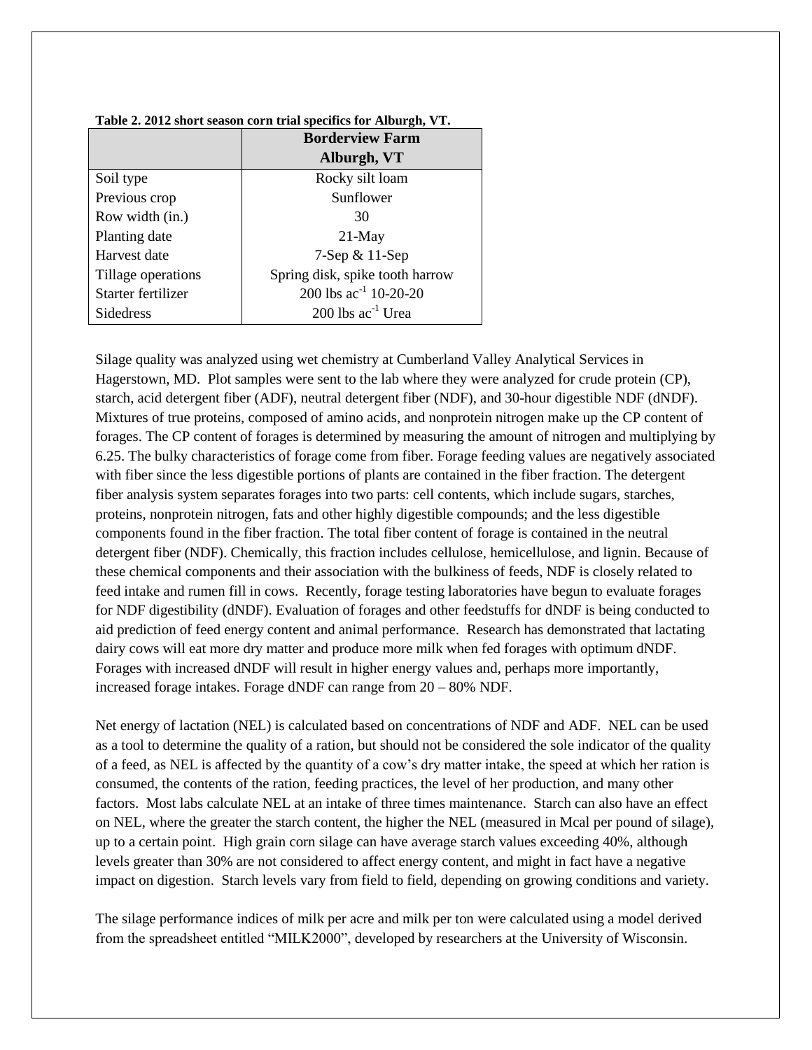**Table 2. 2012 short season corn trial specifics for Alburgh, VT.**

| | Borderview Farm<br>Alburgh, VT |
|---|---|
| Soil type | Rocky silt loam |
| Previous crop | Sunflower |
| Row width (in.) | 30 |
| Planting date | 21-May |
| Harvest date | 7-Sep & 11-Sep |
| Tillage operations | Spring disk, spike tooth harrow |
| Starter fertilizer | 200 lbs $ac^{-1}$ 10-20-20 |
| Sidedress | 200 lbs $ac^{-1}$ Urea |

Silage quality was analyzed using wet chemistry at Cumberland Valley Analytical Services in Hagerstown, MD. Plot samples were sent to the lab where they were analyzed for crude protein (CP), starch, acid detergent fiber (ADF), neutral detergent fiber (NDF), and 30-hour digestible NDF (dNDF). Mixtures of true proteins, composed of amino acids, and nonprotein nitrogen make up the CP content of forages. The CP content of forages is determined by measuring the amount of nitrogen and multiplying by 6.25. The bulky characteristics of forage come from fiber. Forage feeding values are negatively associated with fiber since the less digestible portions of plants are contained in the fiber fraction. The detergent fiber analysis system separates forages into two parts: cell contents, which include sugars, starches, proteins, nonprotein nitrogen, fats and other highly digestible compounds; and the less digestible components found in the fiber fraction. The total fiber content of forage is contained in the neutral detergent fiber (NDF). Chemically, this fraction includes cellulose, hemicellulose, and lignin. Because of these chemical components and their association with the bulkiness of feeds, NDF is closely related to feed intake and rumen fill in cows. Recently, forage testing laboratories have begun to evaluate forages for NDF digestibility (dNDF). Evaluation of forages and other feedstuffs for dNDF is being conducted to aid prediction of feed energy content and animal performance. Research has demonstrated that lactating dairy cows will eat more dry matter and produce more milk when fed forages with optimum dNDF. Forages with increased dNDF will result in higher energy values and, perhaps more importantly, increased forage intakes. Forage dNDF can range from 20 – 80% NDF.

Net energy of lactation (NEL) is calculated based on concentrations of NDF and ADF. NEL can be used as a tool to determine the quality of a ration, but should not be considered the sole indicator of the quality of a feed, as NEL is affected by the quantity of a cow's dry matter intake, the speed at which her ration is consumed, the contents of the ration, feeding practices, the level of her production, and many other factors. Most labs calculate NEL at an intake of three times maintenance. Starch can also have an effect on NEL, where the greater the starch content, the higher the NEL (measured in Mcal per pound of silage), up to a certain point. High grain corn silage can have average starch values exceeding 40%, although levels greater than 30% are not considered to affect energy content, and might in fact have a negative impact on digestion. Starch levels vary from field to field, depending on growing conditions and variety.

The silage performance indices of milk per acre and milk per ton were calculated using a model derived from the spreadsheet entitled "MILK2000", developed by researchers at the University of Wisconsin.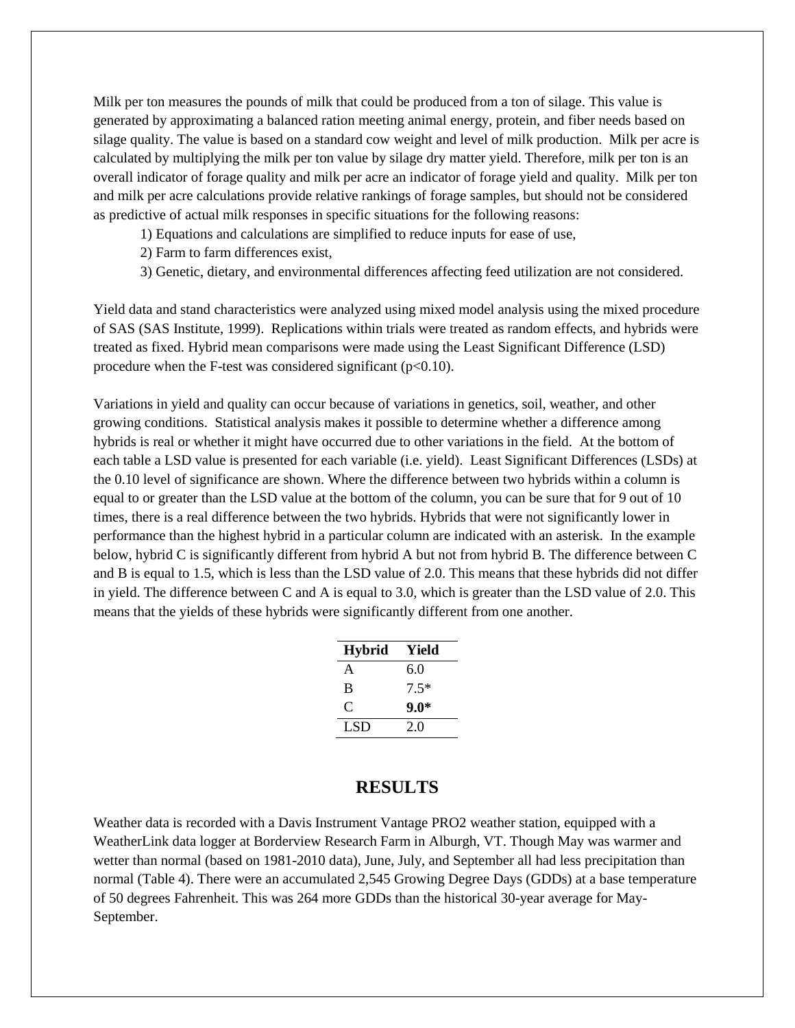Milk per ton measures the pounds of milk that could be produced from a ton of silage. This value is generated by approximating a balanced ration meeting animal energy, protein, and fiber needs based on silage quality. The value is based on a standard cow weight and level of milk production. Milk per acre is calculated by multiplying the milk per ton value by silage dry matter yield. Therefore, milk per ton is an overall indicator of forage quality and milk per acre an indicator of forage yield and quality. Milk per ton and milk per acre calculations provide relative rankings of forage samples, but should not be considered as predictive of actual milk responses in specific situations for the following reasons:

1) Equations and calculations are simplified to reduce inputs for ease of use,
2) Farm to farm differences exist,
3) Genetic, dietary, and environmental differences affecting feed utilization are not considered.

Yield data and stand characteristics were analyzed using mixed model analysis using the mixed procedure of SAS (SAS Institute, 1999). Replications within trials were treated as random effects, and hybrids were treated as fixed. Hybrid mean comparisons were made using the Least Significant Difference (LSD) procedure when the F-test was considered significant ($p<0.10$).

Variations in yield and quality can occur because of variations in genetics, soil, weather, and other growing conditions. Statistical analysis makes it possible to determine whether a difference among hybrids is real or whether it might have occurred due to other variations in the field. At the bottom of each table a LSD value is presented for each variable (i.e. yield). Least Significant Differences (LSDs) at the 0.10 level of significance are shown. Where the difference between two hybrids within a column is equal to or greater than the LSD value at the bottom of the column, you can be sure that for 9 out of 10 times, there is a real difference between the two hybrids. Hybrids that were not significantly lower in performance than the highest hybrid in a particular column are indicated with an asterisk. In the example below, hybrid C is significantly different from hybrid A but not from hybrid B. The difference between C and B is equal to 1.5, which is less than the LSD value of 2.0. This means that these hybrids did not differ in yield. The difference between C and A is equal to 3.0, which is greater than the LSD value of 2.0. This means that the yields of these hybrids were significantly different from one another.

| Hybrid | Yield |
|---|---|
| A | 6.0 |
| B | 7.5* |
| C | **9.0*** |
| LSD | 2.0 |

## RESULTS

Weather data is recorded with a Davis Instrument Vantage PRO2 weather station, equipped with a WeatherLink data logger at Borderview Research Farm in Alburgh, VT. Though May was warmer and wetter than normal (based on 1981-2010 data), June, July, and September all had less precipitation than normal (Table 4). There were an accumulated 2,545 Growing Degree Days (GDDs) at a base temperature of 50 degrees Fahrenheit. This was 264 more GDDs than the historical 30-year average for May-September.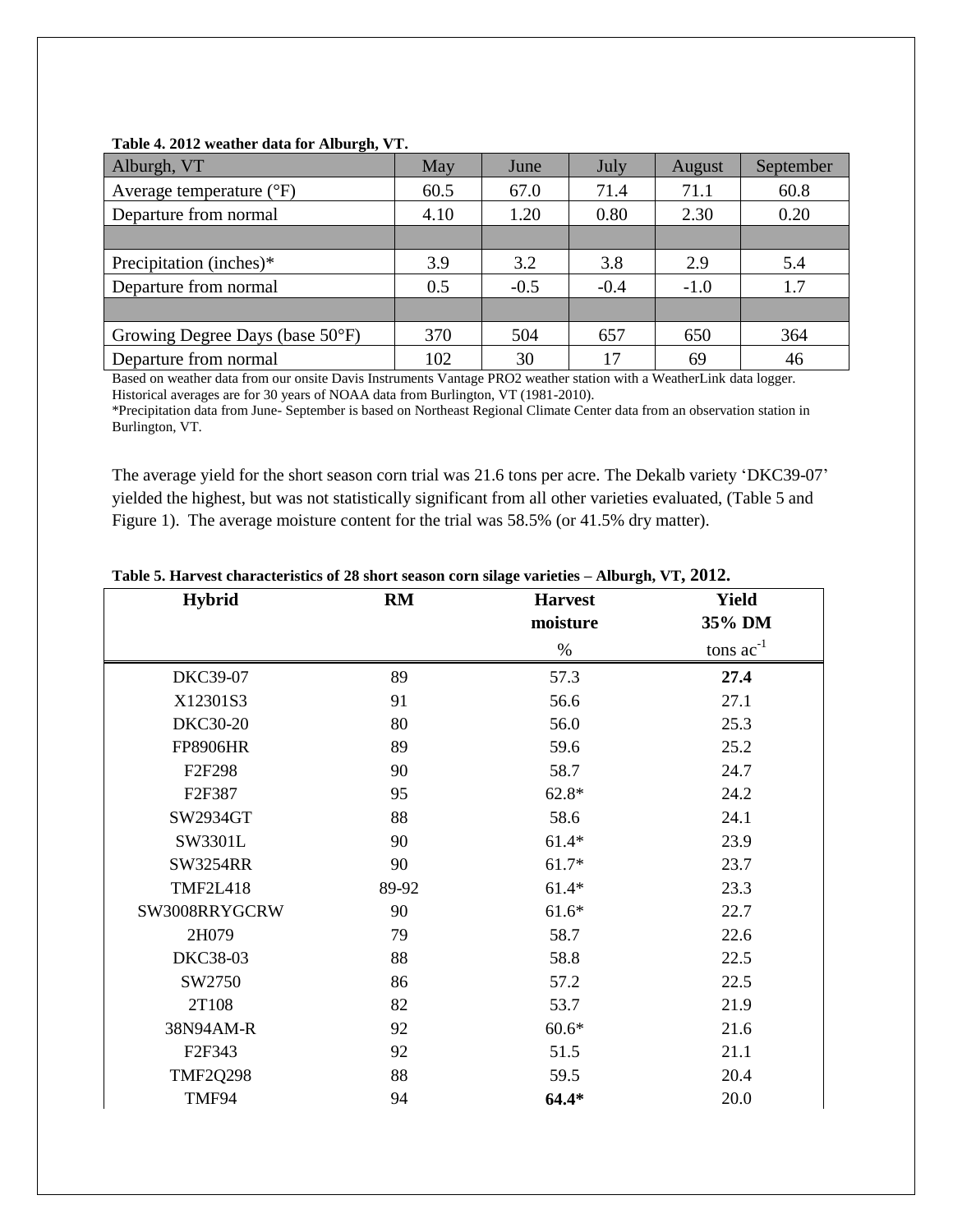**Table 4. 2012 weather data for Alburgh, VT.**

| Alburgh, VT | May | June | July | August | September |
|---|---|---|---|---|---|
| Average temperature (°F) | 60.5 | 67.0 | 71.4 | 71.1 | 60.8 |
| Departure from normal | 4.10 | 1.20 | 0.80 | 2.30 | 0.20 |
| | | | | | |
| Precipitation (inches)* | 3.9 | 3.2 | 3.8 | 2.9 | 5.4 |
| Departure from normal | 0.5 | -0.5 | -0.4 | -1.0 | 1.7 |
| | | | | | |
| Growing Degree Days (base 50°F) | 370 | 504 | 657 | 650 | 364 |
| Departure from normal | 102 | 30 | 17 | 69 | 46 |

Based on weather data from our onsite Davis Instruments Vantage PRO2 weather station with a WeatherLink data logger. Historical averages are for 30 years of NOAA data from Burlington, VT (1981-2010).
*Precipitation data from June- September is based on Northeast Regional Climate Center data from an observation station in Burlington, VT.

The average yield for the short season corn trial was 21.6 tons per acre. The Dekalb variety 'DKC39-07' yielded the highest, but was not statistically significant from all other varieties evaluated, (Table 5 and Figure 1). The average moisture content for the trial was 58.5% (or 41.5% dry matter).

**Table 5. Harvest characteristics of 28 short season corn silage varieties – Alburgh, VT, 2012.**

| Hybrid | RM | Harvest moisture | Yield 35% DM |
|---|---|---|---|
| | | % | tons $ac^{-1}$ |
| DKC39-07 | 89 | 57.3 | **27.4** |
| X12301S3 | 91 | 56.6 | 27.1 |
| DKC30-20 | 80 | 56.0 | 25.3 |
| FP8906HR | 89 | 59.6 | 25.2 |
| F2F298 | 90 | 58.7 | 24.7 |
| F2F387 | 95 | 62.8* | 24.2 |
| SW2934GT | 88 | 58.6 | 24.1 |
| SW3301L | 90 | 61.4* | 23.9 |
| SW3254RR | 90 | 61.7* | 23.7 |
| TMF2L418 | 89-92 | 61.4* | 23.3 |
| SW3008RRYGCRW | 90 | 61.6* | 22.7 |
| 2H079 | 79 | 58.7 | 22.6 |
| DKC38-03 | 88 | 58.8 | 22.5 |
| SW2750 | 86 | 57.2 | 22.5 |
| 2T108 | 82 | 53.7 | 21.9 |
| 38N94AM-R | 92 | 60.6* | 21.6 |
| F2F343 | 92 | 51.5 | 21.1 |
| TMF2Q298 | 88 | 59.5 | 20.4 |
| TMF94 | 94 | **64.4*** | 20.0 |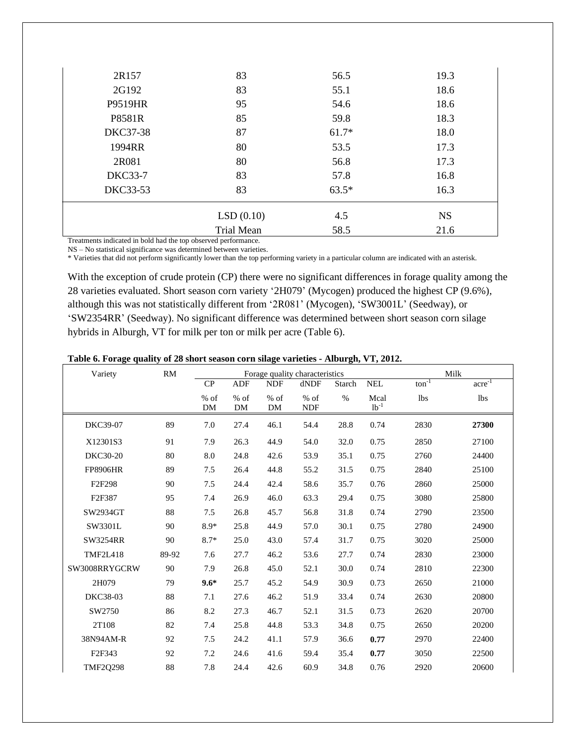| | | | |
|---|---|---|---|
| 2R157 | 83 | 56.5 | 19.3 |
| 2G192 | 83 | 55.1 | 18.6 |
| P9519HR | 95 | 54.6 | 18.6 |
| P8581R | 85 | 59.8 | 18.3 |
| DKC37-38 | 87 | 61.7* | 18.0 |
| 1994RR | 80 | 53.5 | 17.3 |
| 2R081 | 80 | 56.8 | 17.3 |
| DKC33-7 | 83 | 57.8 | 16.8 |
| DKC33-53 | 83 | 63.5* | 16.3 |
| | LSD (0.10) | 4.5 | NS |
| | Trial Mean | 58.5 | 21.6 |

Treatments indicated in bold had the top observed performance.

NS – No statistical significance was determined between varieties.

* Varieties that did not perform significantly lower than the top performing variety in a particular column are indicated with an asterisk.

With the exception of crude protein (CP) there were no significant differences in forage quality among the 28 varieties evaluated. Short season corn variety '2H079' (Mycogen) produced the highest CP (9.6%), although this was not statistically different from '2R081' (Mycogen), 'SW3001L' (Seedway), or 'SW2354RR' (Seedway). No significant difference was determined between short season corn silage hybrids in Alburgh, VT for milk per ton or milk per acre (Table 6).

**Table 6. Forage quality of 28 short season corn silage varieties - Alburgh, VT, 2012.**

| Variety | RM | Forage quality characteristics | | | | | | Milk | |
|---|---|---|---|---|---|---|---|---|---|
| | | CP | ADF | NDF | dNDF | Starch | NEL | $ton^{-1}$ | $acre^{-1}$ |
| | | % of DM | % of DM | % of DM | % of NDF | % | Mcal $lb^{-1}$ | lbs | lbs |
| DKC39-07 | 89 | 7.0 | 27.4 | 46.1 | 54.4 | 28.8 | 0.74 | 2830 | **27300** |
| X12301S3 | 91 | 7.9 | 26.3 | 44.9 | 54.0 | 32.0 | 0.75 | 2850 | 27100 |
| DKC30-20 | 80 | 8.0 | 24.8 | 42.6 | 53.9 | 35.1 | 0.75 | 2760 | 24400 |
| FP8906HR | 89 | 7.5 | 26.4 | 44.8 | 55.2 | 31.5 | 0.75 | 2840 | 25100 |
| F2F298 | 90 | 7.5 | 24.4 | 42.4 | 58.6 | 35.7 | 0.76 | 2860 | 25000 |
| F2F387 | 95 | 7.4 | 26.9 | 46.0 | 63.3 | 29.4 | 0.75 | 3080 | 25800 |
| SW2934GT | 88 | 7.5 | 26.8 | 45.7 | 56.8 | 31.8 | 0.74 | 2790 | 23500 |
| SW3301L | 90 | 8.9* | 25.8 | 44.9 | 57.0 | 30.1 | 0.75 | 2780 | 24900 |
| SW3254RR | 90 | 8.7* | 25.0 | 43.0 | 57.4 | 31.7 | 0.75 | 3020 | 25000 |
| TMF2L418 | 89-92 | 7.6 | 27.7 | 46.2 | 53.6 | 27.7 | 0.74 | 2830 | 23000 |
| SW3008RRYGCRW | 90 | 7.9 | 26.8 | 45.0 | 52.1 | 30.0 | 0.74 | 2810 | 22300 |
| 2H079 | 79 | **9.6*** | 25.7 | 45.2 | 54.9 | 30.9 | 0.73 | 2650 | 21000 |
| DKC38-03 | 88 | 7.1 | 27.6 | 46.2 | 51.9 | 33.4 | 0.74 | 2630 | 20800 |
| SW2750 | 86 | 8.2 | 27.3 | 46.7 | 52.1 | 31.5 | 0.73 | 2620 | 20700 |
| 2T108 | 82 | 7.4 | 25.8 | 44.8 | 53.3 | 34.8 | 0.75 | 2650 | 20200 |
| 38N94AM-R | 92 | 7.5 | 24.2 | 41.1 | 57.9 | 36.6 | **0.77** | 2970 | 22400 |
| F2F343 | 92 | 7.2 | 24.6 | 41.6 | 59.4 | 35.4 | **0.77** | 3050 | 22500 |
| TMF2Q298 | 88 | 7.8 | 24.4 | 42.6 | 60.9 | 34.8 | 0.76 | 2920 | 20600 |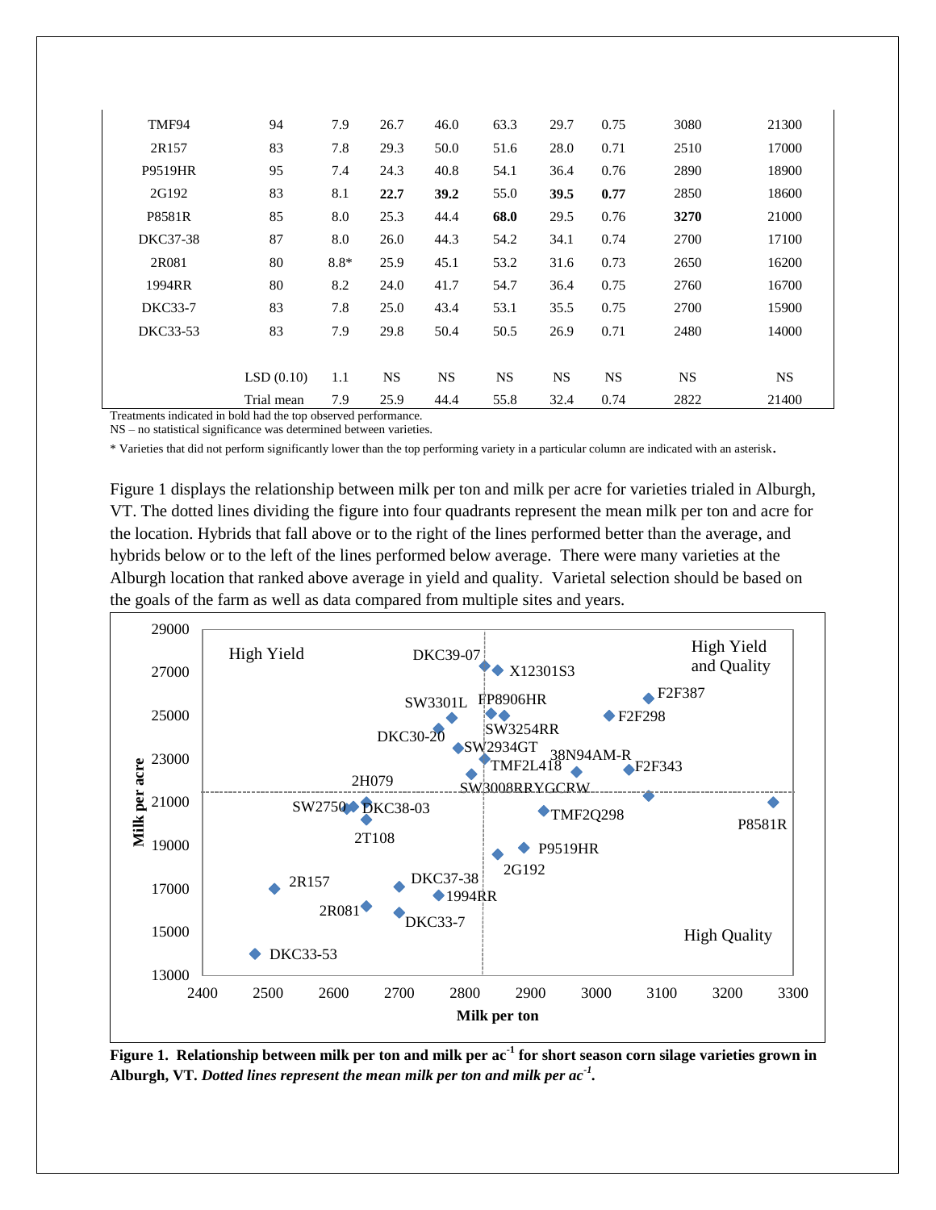| | | | | | | | | | |
|---|---|---|---|---|---|---|---|---|---|
| TMF94 | 94 | 7.9 | 26.7 | 46.0 | 63.3 | 29.7 | 0.75 | 3080 | 21300 |
| 2R157 | 83 | 7.8 | 29.3 | 50.0 | 51.6 | 28.0 | 0.71 | 2510 | 17000 |
| P9519HR | 95 | 7.4 | 24.3 | 40.8 | 54.1 | 36.4 | 0.76 | 2890 | 18900 |
| 2G192 | 83 | 8.1 | **22.7** | **39.2** | 55.0 | **39.5** | **0.77** | 2850 | 18600 |
| P8581R | 85 | 8.0 | 25.3 | 44.4 | **68.0** | 29.5 | 0.76 | **3270** | 21000 |
| DKC37-38 | 87 | 8.0 | 26.0 | 44.3 | 54.2 | 34.1 | 0.74 | 2700 | 17100 |
| 2R081 | 80 | 8.8* | 25.9 | 45.1 | 53.2 | 31.6 | 0.73 | 2650 | 16200 |
| 1994RR | 80 | 8.2 | 24.0 | 41.7 | 54.7 | 36.4 | 0.75 | 2760 | 16700 |
| DKC33-7 | 83 | 7.8 | 25.0 | 43.4 | 53.1 | 35.5 | 0.75 | 2700 | 15900 |
| DKC33-53 | 83 | 7.9 | 29.8 | 50.4 | 50.5 | 26.9 | 0.71 | 2480 | 14000 |
| | | | | | | | | | |
| | LSD (0.10) | 1.1 | NS | NS | NS | NS | NS | NS | NS |
| | Trial mean | 7.9 | 25.9 | 44.4 | 55.8 | 32.4 | 0.74 | 2822 | 21400 |

Treatments indicated in bold had the top observed performance.
NS – no statistical significance was determined between varieties.
* Varieties that did not perform significantly lower than the top performing variety in a particular column are indicated with an asterisk.

Figure 1 displays the relationship between milk per ton and milk per acre for varieties trialed in Alburgh, VT. The dotted lines dividing the figure into four quadrants represent the mean milk per ton and acre for the location. Hybrids that fall above or to the right of the lines performed better than the average, and hybrids below or to the left of the lines performed below average. There were many varieties at the Alburgh location that ranked above average in yield and quality. Varietal selection should be based on the goals of the farm as well as data compared from multiple sites and years.

**Figure 1. Relationship between milk per ton and milk per ac$^{-1}$ for short season corn silage varieties grown in Alburgh, VT.** ***Dotted lines represent the mean milk per ton and milk per ac$^{-1}$.***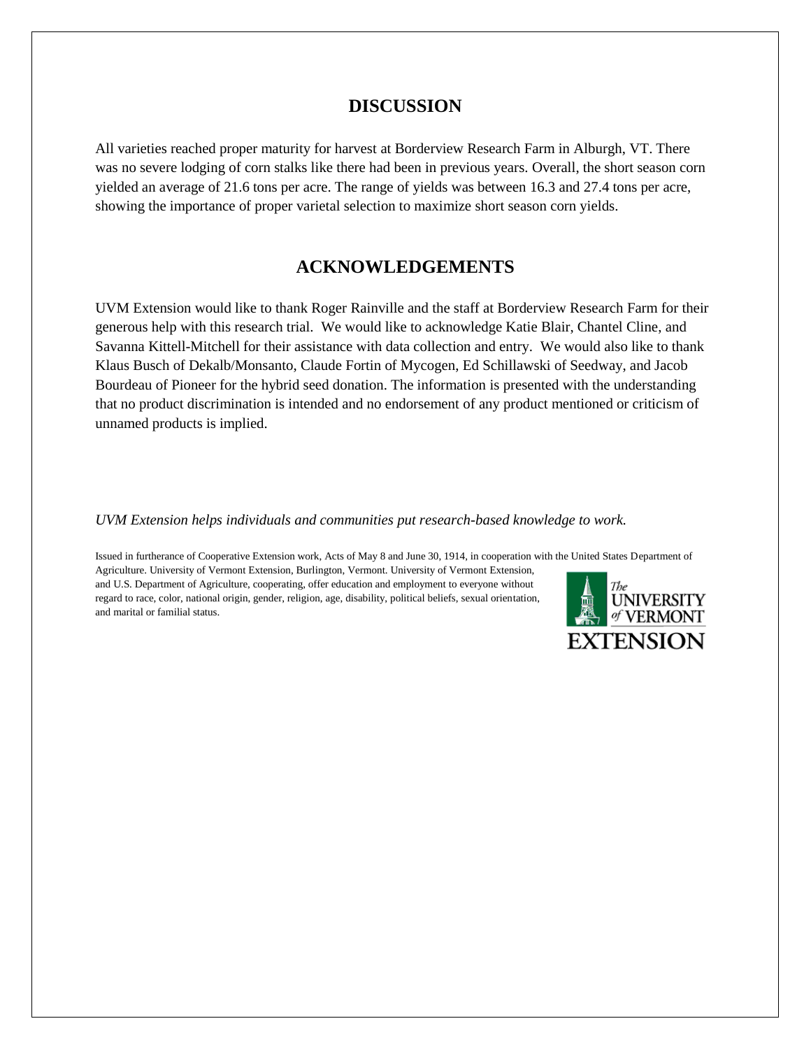## DISCUSSION

All varieties reached proper maturity for harvest at Borderview Research Farm in Alburgh, VT. There was no severe lodging of corn stalks like there had been in previous years. Overall, the short season corn yielded an average of 21.6 tons per acre. The range of yields was between 16.3 and 27.4 tons per acre, showing the importance of proper varietal selection to maximize short season corn yields.

## ACKNOWLEDGEMENTS

UVM Extension would like to thank Roger Rainville and the staff at Borderview Research Farm for their generous help with this research trial. We would like to acknowledge Katie Blair, Chantel Cline, and Savanna Kittell-Mitchell for their assistance with data collection and entry. We would also like to thank Klaus Busch of Dekalb/Monsanto, Claude Fortin of Mycogen, Ed Schillawski of Seedway, and Jacob Bourdeau of Pioneer for the hybrid seed donation. The information is presented with the understanding that no product discrimination is intended and no endorsement of any product mentioned or criticism of unnamed products is implied.

*UVM Extension helps individuals and communities put research-based knowledge to work.*

Issued in furtherance of Cooperative Extension work, Acts of May 8 and June 30, 1914, in cooperation with the United States Department of Agriculture. University of Vermont Extension, Burlington, Vermont. University of Vermont Extension, and U.S. Department of Agriculture, cooperating, offer education and employment to everyone without regard to race, color, national origin, gender, religion, age, disability, political beliefs, sexual orientation, and marital or familial status.

The UNIVERSITY of VERMONT EXTENSION